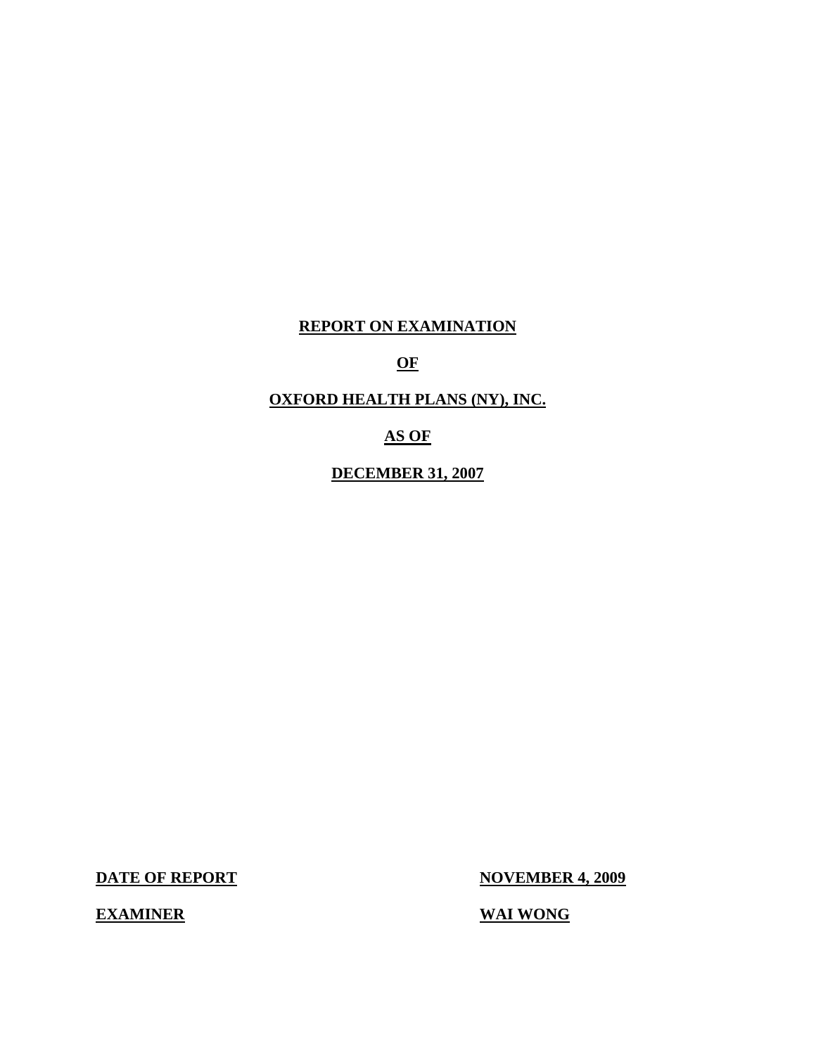# REPORT ON EXAMINATION

# OF

# OXFORD HEALTH PLANS (NY), INC.

# AS OF

# DECEMBER 31, 2007

| **DATE OF REPORT** | **NOVEMBER 4, 2009** |
|---|---|
| **EXAMINER** | **WAI WONG** |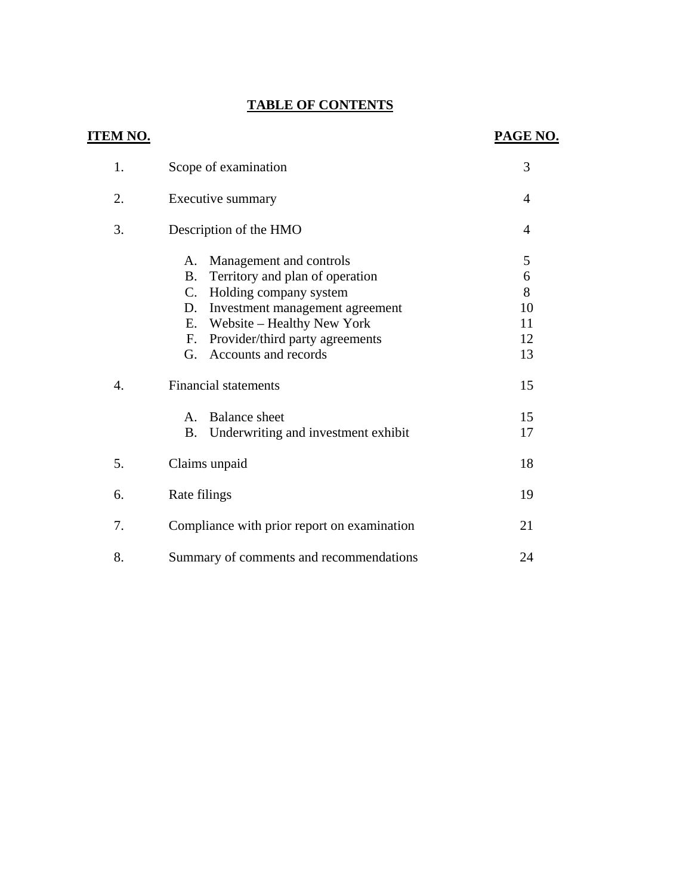# TABLE OF CONTENTS

| ITEM NO. | | PAGE NO. |
|---|---|---|
| 1. | Scope of examination | 3 |
| 2. | Executive summary | 4 |
| 3. | Description of the HMO | 4 |
| | A. Management and controls | 5 |
| | B. Territory and plan of operation | 6 |
| | C. Holding company system | 8 |
| | D. Investment management agreement | 10 |
| | E. Website – Healthy New York | 11 |
| | F. Provider/third party agreements | 12 |
| | G. Accounts and records | 13 |
| 4. | Financial statements | 15 |
| | A. Balance sheet | 15 |
| | B. Underwriting and investment exhibit | 17 |
| 5. | Claims unpaid | 18 |
| 6. | Rate filings | 19 |
| 7. | Compliance with prior report on examination | 21 |
| 8. | Summary of comments and recommendations | 24 |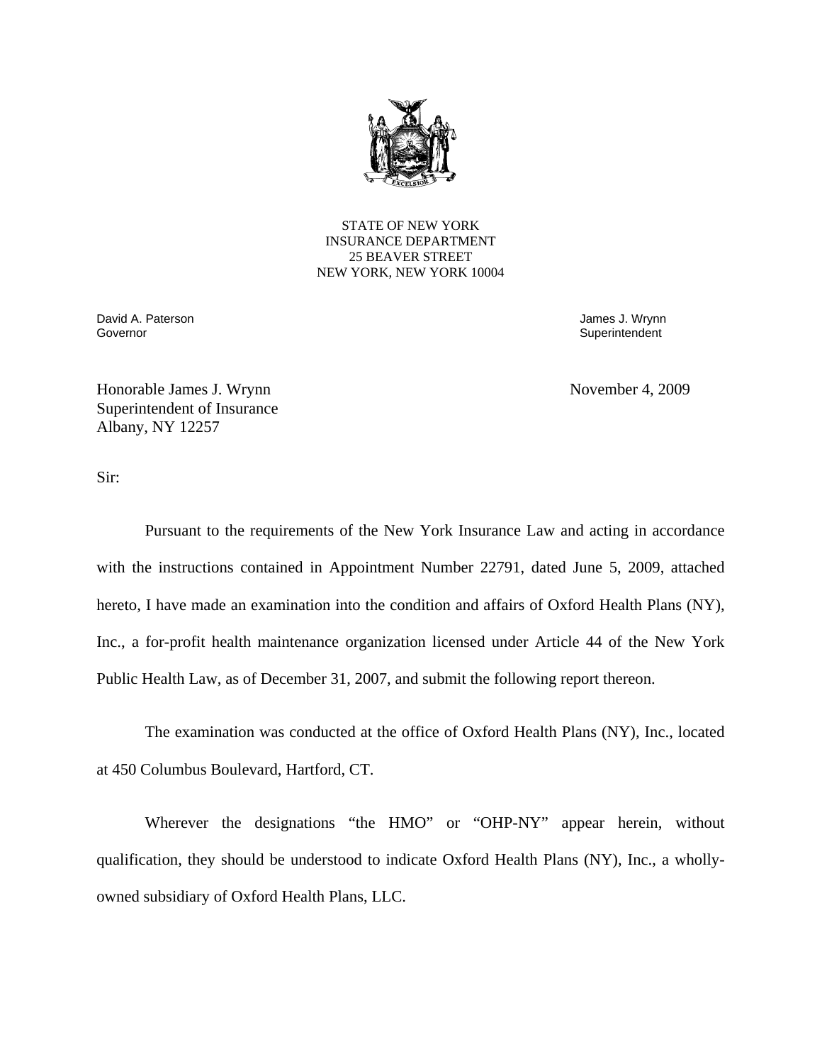STATE OF NEW YORK
INSURANCE DEPARTMENT
25 BEAVER STREET
NEW YORK, NEW YORK 10004

David A. Paterson
Governor

James J. Wrynn
Superintendent

Honorable James J. Wrynn
Superintendent of Insurance
Albany, NY 12257

November 4, 2009

Sir:

Pursuant to the requirements of the New York Insurance Law and acting in accordance with the instructions contained in Appointment Number 22791, dated June 5, 2009, attached hereto, I have made an examination into the condition and affairs of Oxford Health Plans (NY), Inc., a for-profit health maintenance organization licensed under Article 44 of the New York Public Health Law, as of December 31, 2007, and submit the following report thereon.

The examination was conducted at the office of Oxford Health Plans (NY), Inc., located at 450 Columbus Boulevard, Hartford, CT.

Wherever the designations "the HMO" or "OHP-NY" appear herein, without qualification, they should be understood to indicate Oxford Health Plans (NY), Inc., a wholly-owned subsidiary of Oxford Health Plans, LLC.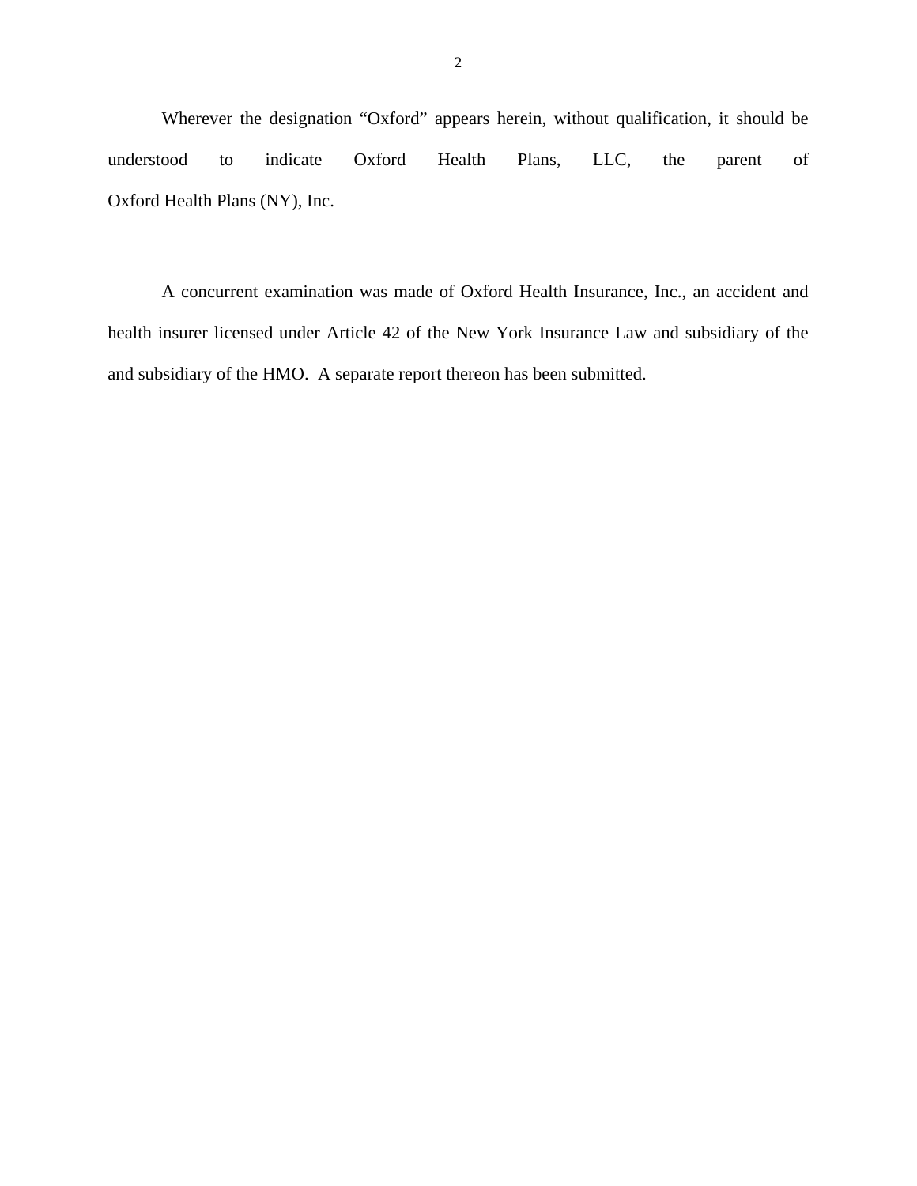Wherever the designation “Oxford” appears herein, without qualification, it should be understood to indicate Oxford Health Plans, LLC, the parent of Oxford Health Plans (NY), Inc.

A concurrent examination was made of Oxford Health Insurance, Inc., an accident and health insurer licensed under Article 42 of the New York Insurance Law and subsidiary of the and subsidiary of the HMO. A separate report thereon has been submitted.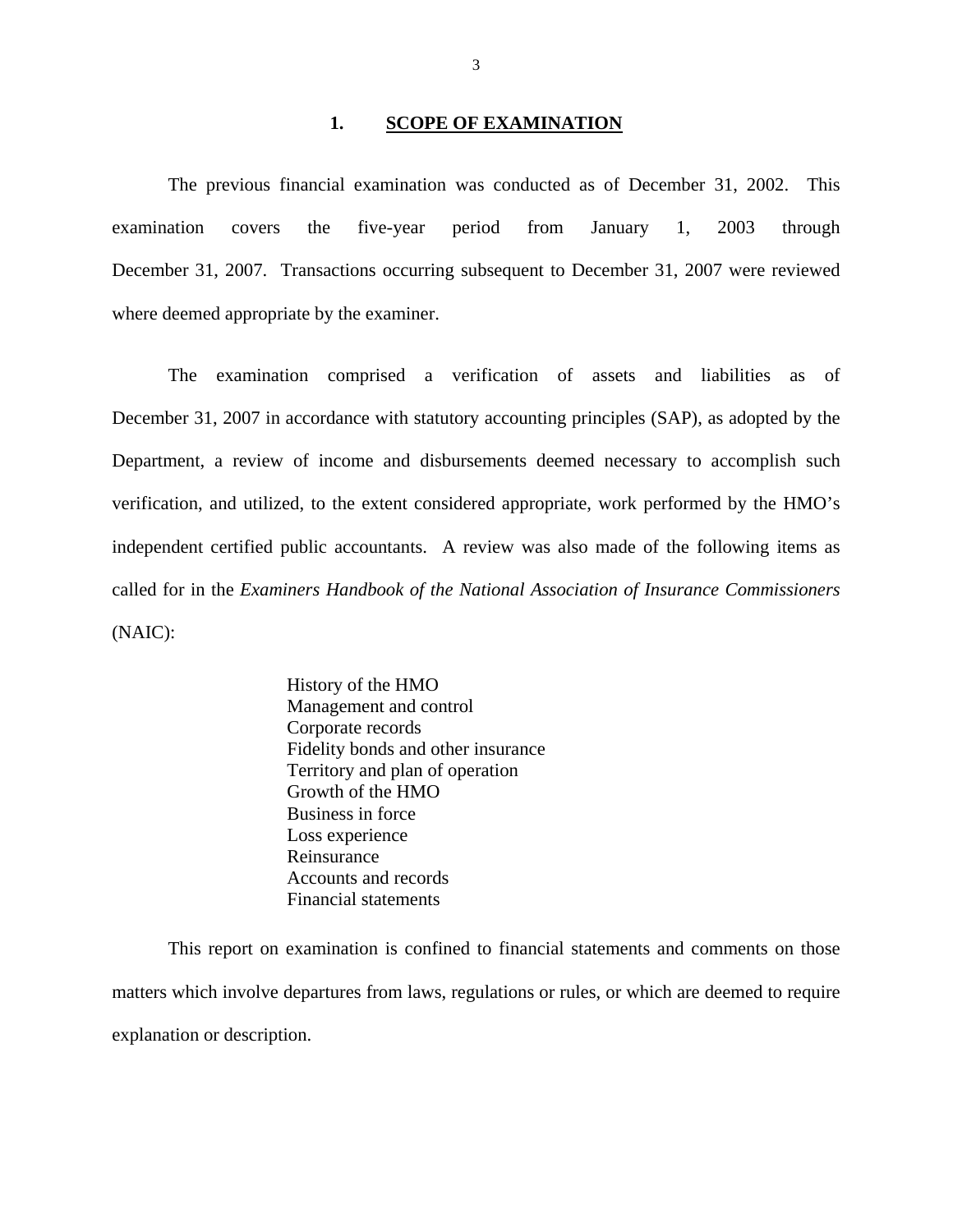## 1. SCOPE OF EXAMINATION

The previous financial examination was conducted as of December 31, 2002. This examination covers the five-year period from January 1, 2003 through December 31, 2007. Transactions occurring subsequent to December 31, 2007 were reviewed where deemed appropriate by the examiner.

The examination comprised a verification of assets and liabilities as of December 31, 2007 in accordance with statutory accounting principles (SAP), as adopted by the Department, a review of income and disbursements deemed necessary to accomplish such verification, and utilized, to the extent considered appropriate, work performed by the HMO's independent certified public accountants. A review was also made of the following items as called for in the *Examiners Handbook of the National Association of Insurance Commissioners* (NAIC):

- History of the HMO
- Management and control
- Corporate records
- Fidelity bonds and other insurance
- Territory and plan of operation
- Growth of the HMO
- Business in force
- Loss experience
- Reinsurance
- Accounts and records
- Financial statements

This report on examination is confined to financial statements and comments on those matters which involve departures from laws, regulations or rules, or which are deemed to require explanation or description.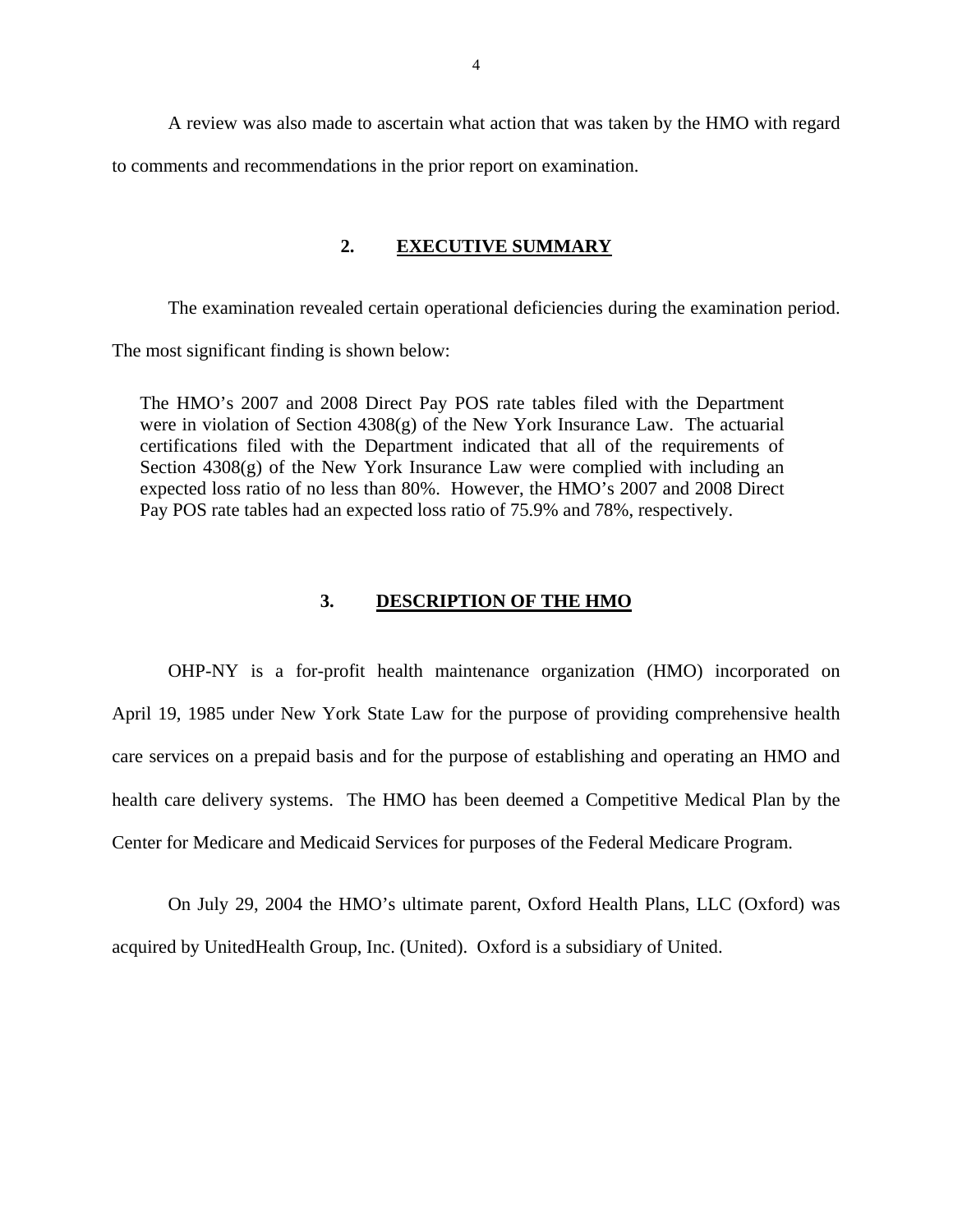A review was also made to ascertain what action that was taken by the HMO with regard to comments and recommendations in the prior report on examination.

## 2. EXECUTIVE SUMMARY

The examination revealed certain operational deficiencies during the examination period. The most significant finding is shown below:

> The HMO's 2007 and 2008 Direct Pay POS rate tables filed with the Department were in violation of Section 4308(g) of the New York Insurance Law. The actuarial certifications filed with the Department indicated that all of the requirements of Section 4308(g) of the New York Insurance Law were complied with including an expected loss ratio of no less than 80%. However, the HMO's 2007 and 2008 Direct Pay POS rate tables had an expected loss ratio of 75.9% and 78%, respectively.

## 3. DESCRIPTION OF THE HMO

OHP-NY is a for-profit health maintenance organization (HMO) incorporated on April 19, 1985 under New York State Law for the purpose of providing comprehensive health care services on a prepaid basis and for the purpose of establishing and operating an HMO and health care delivery systems. The HMO has been deemed a Competitive Medical Plan by the Center for Medicare and Medicaid Services for purposes of the Federal Medicare Program.

On July 29, 2004 the HMO's ultimate parent, Oxford Health Plans, LLC (Oxford) was acquired by UnitedHealth Group, Inc. (United). Oxford is a subsidiary of United.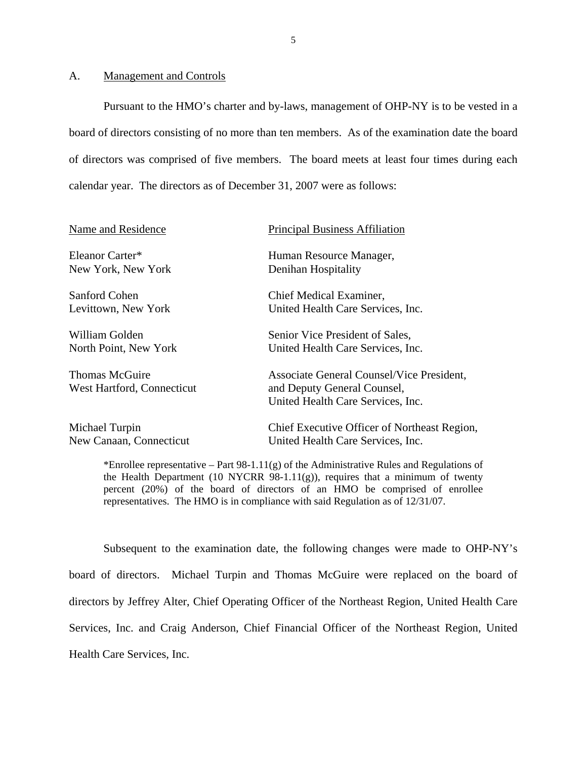## A. Management and Controls

Pursuant to the HMO's charter and by-laws, management of OHP-NY is to be vested in a board of directors consisting of no more than ten members. As of the examination date the board of directors was comprised of five members. The board meets at least four times during each calendar year. The directors as of December 31, 2007 were as follows:

| Name and Residence | Principal Business Affiliation |
|---|---|
| Eleanor Carter*<br>New York, New York | Human Resource Manager,<br>Denihan Hospitality |
| Sanford Cohen<br>Levittown, New York | Chief Medical Examiner,<br>United Health Care Services, Inc. |
| William Golden<br>North Point, New York | Senior Vice President of Sales,<br>United Health Care Services, Inc. |
| Thomas McGuire<br>West Hartford, Connecticut | Associate General Counsel/Vice President,<br>and Deputy General Counsel,<br>United Health Care Services, Inc. |
| Michael Turpin<br>New Canaan, Connecticut | Chief Executive Officer of Northeast Region,<br>United Health Care Services, Inc. |

*Enrollee representative – Part 98-1.11(g) of the Administrative Rules and Regulations of the Health Department (10 NYCRR 98-1.11(g)), requires that a minimum of twenty percent (20%) of the board of directors of an HMO be comprised of enrollee representatives. The HMO is in compliance with said Regulation as of 12/31/07.

Subsequent to the examination date, the following changes were made to OHP-NY's board of directors. Michael Turpin and Thomas McGuire were replaced on the board of directors by Jeffrey Alter, Chief Operating Officer of the Northeast Region, United Health Care Services, Inc. and Craig Anderson, Chief Financial Officer of the Northeast Region, United Health Care Services, Inc.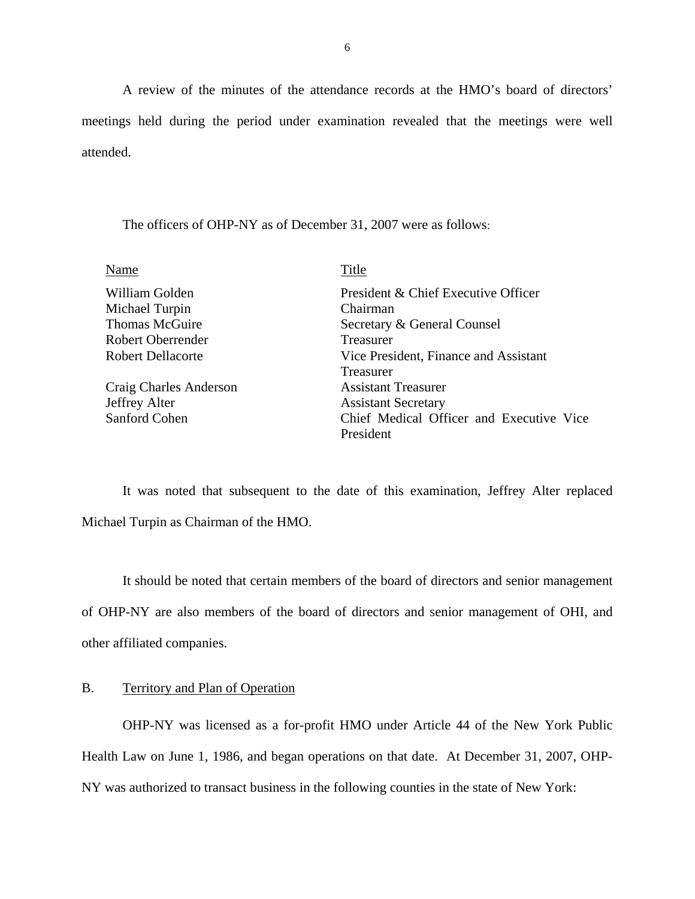A review of the minutes of the attendance records at the HMO's board of directors' meetings held during the period under examination revealed that the meetings were well attended.

The officers of OHP-NY as of December 31, 2007 were as follows:

| Name | Title |
| --- | --- |
| William Golden | President & Chief Executive Officer |
| Michael Turpin | Chairman |
| Thomas McGuire | Secretary & General Counsel |
| Robert Oberrender | Treasurer |
| Robert Dellacorte | Vice President, Finance and Assistant Treasurer |
| Craig Charles Anderson | Assistant Treasurer |
| Jeffrey Alter | Assistant Secretary |
| Sanford Cohen | Chief Medical Officer and Executive Vice President |

It was noted that subsequent to the date of this examination, Jeffrey Alter replaced Michael Turpin as Chairman of the HMO.

It should be noted that certain members of the board of directors and senior management of OHP-NY are also members of the board of directors and senior management of OHI, and other affiliated companies.

## B. Territory and Plan of Operation

OHP-NY was licensed as a for-profit HMO under Article 44 of the New York Public Health Law on June 1, 1986, and began operations on that date. At December 31, 2007, OHP-NY was authorized to transact business in the following counties in the state of New York: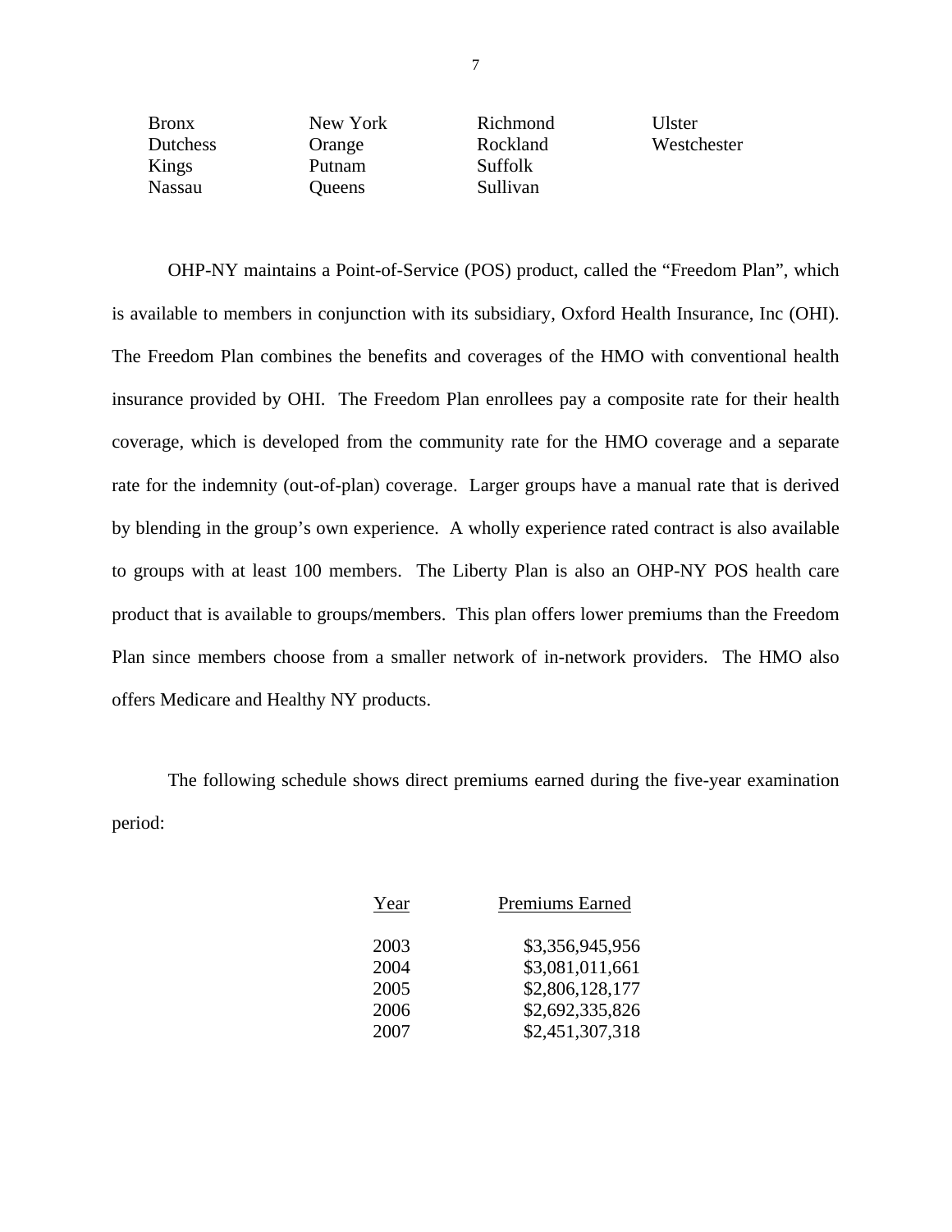| | | | |
|---|---|---|---|
| Bronx | New York | Richmond | Ulster |
| Dutchess | Orange | Rockland | Westchester |
| Kings | Putnam | Suffolk | |
| Nassau | Queens | Sullivan | |

OHP-NY maintains a Point-of-Service (POS) product, called the "Freedom Plan", which is available to members in conjunction with its subsidiary, Oxford Health Insurance, Inc (OHI). The Freedom Plan combines the benefits and coverages of the HMO with conventional health insurance provided by OHI. The Freedom Plan enrollees pay a composite rate for their health coverage, which is developed from the community rate for the HMO coverage and a separate rate for the indemnity (out-of-plan) coverage. Larger groups have a manual rate that is derived by blending in the group's own experience. A wholly experience rated contract is also available to groups with at least 100 members. The Liberty Plan is also an OHP-NY POS health care product that is available to groups/members. This plan offers lower premiums than the Freedom Plan since members choose from a smaller network of in-network providers. The HMO also offers Medicare and Healthy NY products.

The following schedule shows direct premiums earned during the five-year examination period:

| Year | Premiums Earned |
|---|---|
| 2003 | $3,356,945,956 |
| 2004 | $3,081,011,661 |
| 2005 | $2,806,128,177 |
| 2006 | $2,692,335,826 |
| 2007 | $2,451,307,318 |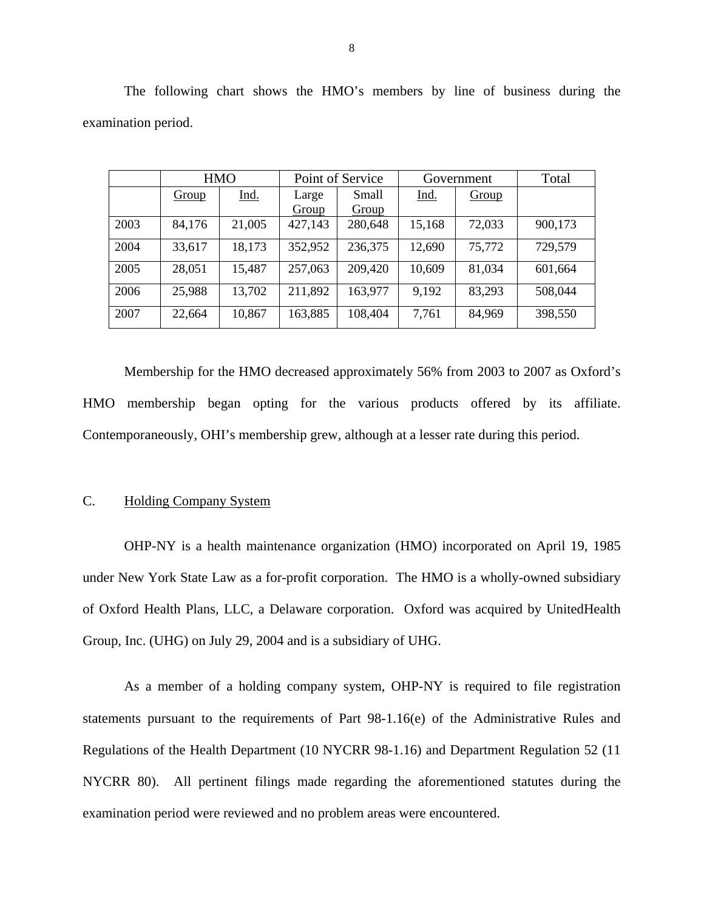The following chart shows the HMO's members by line of business during the examination period.

| | HMO | | Point of Service | | Government | | Total |
|---|---|---|---|---|---|---|---|
| | Group | Ind. | Large Group | Small Group | Ind. | Group | |
| 2003 | 84,176 | 21,005 | 427,143 | 280,648 | 15,168 | 72,033 | 900,173 |
| 2004 | 33,617 | 18,173 | 352,952 | 236,375 | 12,690 | 75,772 | 729,579 |
| 2005 | 28,051 | 15,487 | 257,063 | 209,420 | 10,609 | 81,034 | 601,664 |
| 2006 | 25,988 | 13,702 | 211,892 | 163,977 | 9,192 | 83,293 | 508,044 |
| 2007 | 22,664 | 10,867 | 163,885 | 108,404 | 7,761 | 84,969 | 398,550 |

Membership for the HMO decreased approximately 56% from 2003 to 2007 as Oxford's HMO membership began opting for the various products offered by its affiliate. Contemporaneously, OHI's membership grew, although at a lesser rate during this period.

## C. Holding Company System

OHP-NY is a health maintenance organization (HMO) incorporated on April 19, 1985 under New York State Law as a for-profit corporation. The HMO is a wholly-owned subsidiary of Oxford Health Plans, LLC, a Delaware corporation. Oxford was acquired by UnitedHealth Group, Inc. (UHG) on July 29, 2004 and is a subsidiary of UHG.

As a member of a holding company system, OHP-NY is required to file registration statements pursuant to the requirements of Part 98-1.16(e) of the Administrative Rules and Regulations of the Health Department (10 NYCRR 98-1.16) and Department Regulation 52 (11 NYCRR 80). All pertinent filings made regarding the aforementioned statutes during the examination period were reviewed and no problem areas were encountered.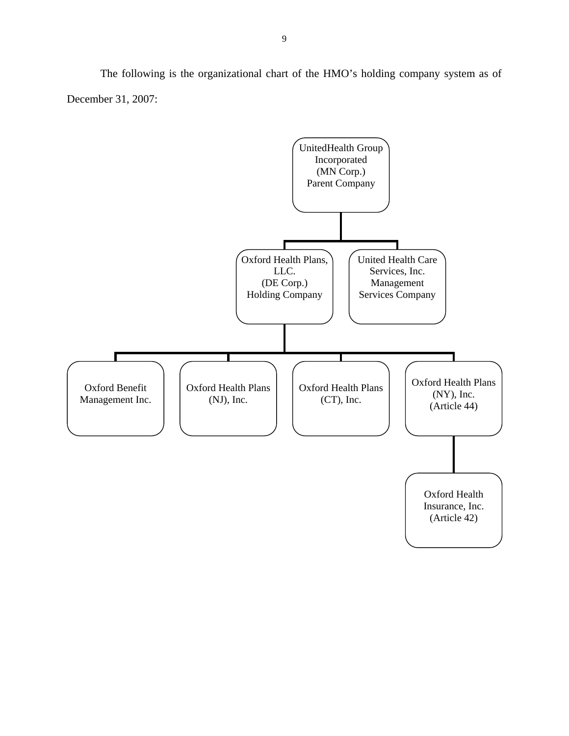The following is the organizational chart of the HMO's holding company system as of December 31, 2007:

- UnitedHealth Group Incorporated (MN Corp.) Parent Company
  - Oxford Health Plans, LLC. (DE Corp.) Holding Company
    - Oxford Benefit Management Inc.
    - Oxford Health Plans (NJ), Inc.
    - Oxford Health Plans (CT), Inc.
    - Oxford Health Plans (NY), Inc. (Article 44)
      - Oxford Health Insurance, Inc. (Article 42)
  - United Health Care Services, Inc. Management Services Company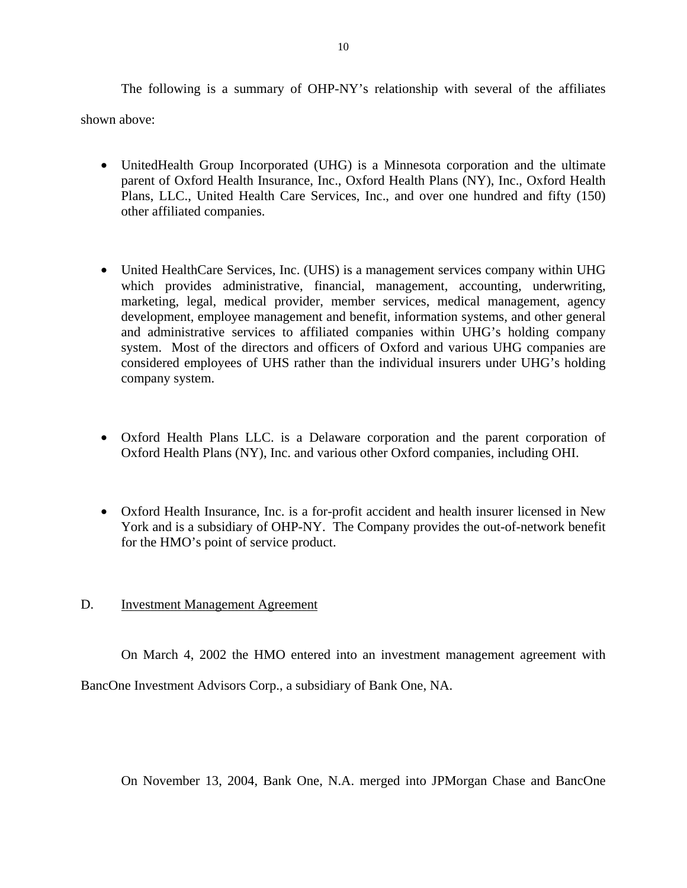The following is a summary of OHP-NY's relationship with several of the affiliates shown above:

- UnitedHealth Group Incorporated (UHG) is a Minnesota corporation and the ultimate parent of Oxford Health Insurance, Inc., Oxford Health Plans (NY), Inc., Oxford Health Plans, LLC., United Health Care Services, Inc., and over one hundred and fifty (150) other affiliated companies.

- United HealthCare Services, Inc. (UHS) is a management services company within UHG which provides administrative, financial, management, accounting, underwriting, marketing, legal, medical provider, member services, medical management, agency development, employee management and benefit, information systems, and other general and administrative services to affiliated companies within UHG's holding company system. Most of the directors and officers of Oxford and various UHG companies are considered employees of UHS rather than the individual insurers under UHG's holding company system.

- Oxford Health Plans LLC. is a Delaware corporation and the parent corporation of Oxford Health Plans (NY), Inc. and various other Oxford companies, including OHI.

- Oxford Health Insurance, Inc. is a for-profit accident and health insurer licensed in New York and is a subsidiary of OHP-NY. The Company provides the out-of-network benefit for the HMO's point of service product.

D. Investment Management Agreement

On March 4, 2002 the HMO entered into an investment management agreement with BancOne Investment Advisors Corp., a subsidiary of Bank One, NA.

On November 13, 2004, Bank One, N.A. merged into JPMorgan Chase and BancOne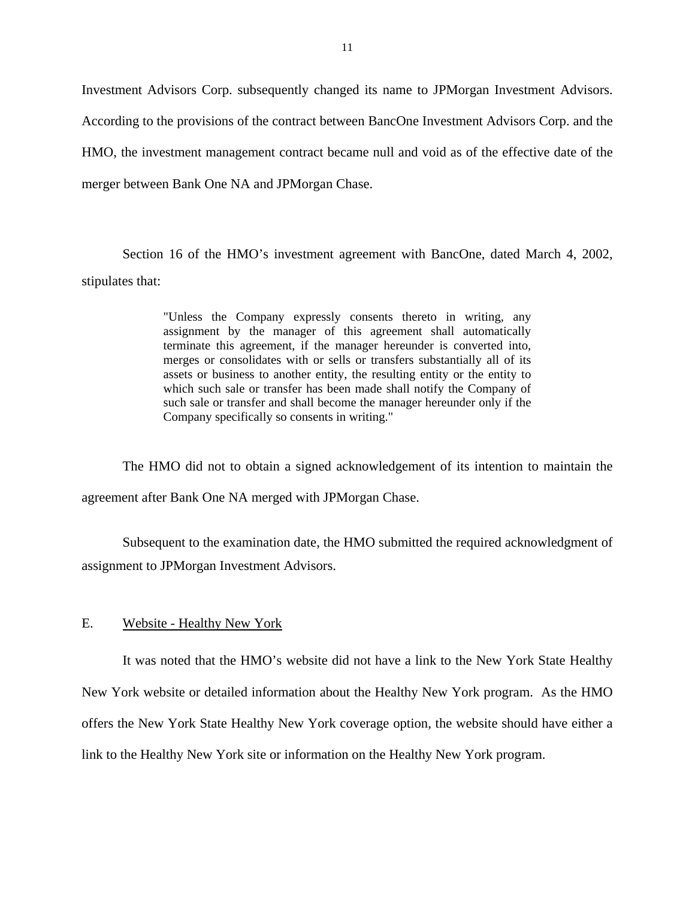Investment Advisors Corp. subsequently changed its name to JPMorgan Investment Advisors. According to the provisions of the contract between BancOne Investment Advisors Corp. and the HMO, the investment management contract became null and void as of the effective date of the merger between Bank One NA and JPMorgan Chase.

Section 16 of the HMO's investment agreement with BancOne, dated March 4, 2002, stipulates that:

> "Unless the Company expressly consents thereto in writing, any assignment by the manager of this agreement shall automatically terminate this agreement, if the manager hereunder is converted into, merges or consolidates with or sells or transfers substantially all of its assets or business to another entity, the resulting entity or the entity to which such sale or transfer has been made shall notify the Company of such sale or transfer and shall become the manager hereunder only if the Company specifically so consents in writing."

The HMO did not to obtain a signed acknowledgement of its intention to maintain the agreement after Bank One NA merged with JPMorgan Chase.

Subsequent to the examination date, the HMO submitted the required acknowledgment of assignment to JPMorgan Investment Advisors.

## E. Website - Healthy New York

It was noted that the HMO's website did not have a link to the New York State Healthy New York website or detailed information about the Healthy New York program. As the HMO offers the New York State Healthy New York coverage option, the website should have either a link to the Healthy New York site or information on the Healthy New York program.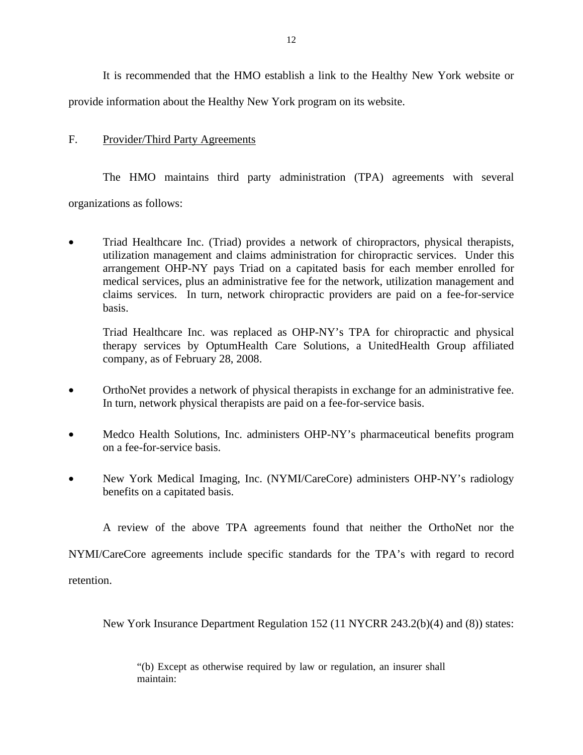It is recommended that the HMO establish a link to the Healthy New York website or provide information about the Healthy New York program on its website.

## F. Provider/Third Party Agreements

The HMO maintains third party administration (TPA) agreements with several organizations as follows:

- Triad Healthcare Inc. (Triad) provides a network of chiropractors, physical therapists, utilization management and claims administration for chiropractic services. Under this arrangement OHP-NY pays Triad on a capitated basis for each member enrolled for medical services, plus an administrative fee for the network, utilization management and claims services. In turn, network chiropractic providers are paid on a fee-for-service basis.

  Triad Healthcare Inc. was replaced as OHP-NY's TPA for chiropractic and physical therapy services by OptumHealth Care Solutions, a UnitedHealth Group affiliated company, as of February 28, 2008.

- OrthoNet provides a network of physical therapists in exchange for an administrative fee. In turn, network physical therapists are paid on a fee-for-service basis.

- Medco Health Solutions, Inc. administers OHP-NY's pharmaceutical benefits program on a fee-for-service basis.

- New York Medical Imaging, Inc. (NYMI/CareCore) administers OHP-NY's radiology benefits on a capitated basis.

A review of the above TPA agreements found that neither the OrthoNet nor the NYMI/CareCore agreements include specific standards for the TPA's with regard to record retention.

New York Insurance Department Regulation 152 (11 NYCRR 243.2(b)(4) and (8)) states:

> "(b) Except as otherwise required by law or regulation, an insurer shall maintain: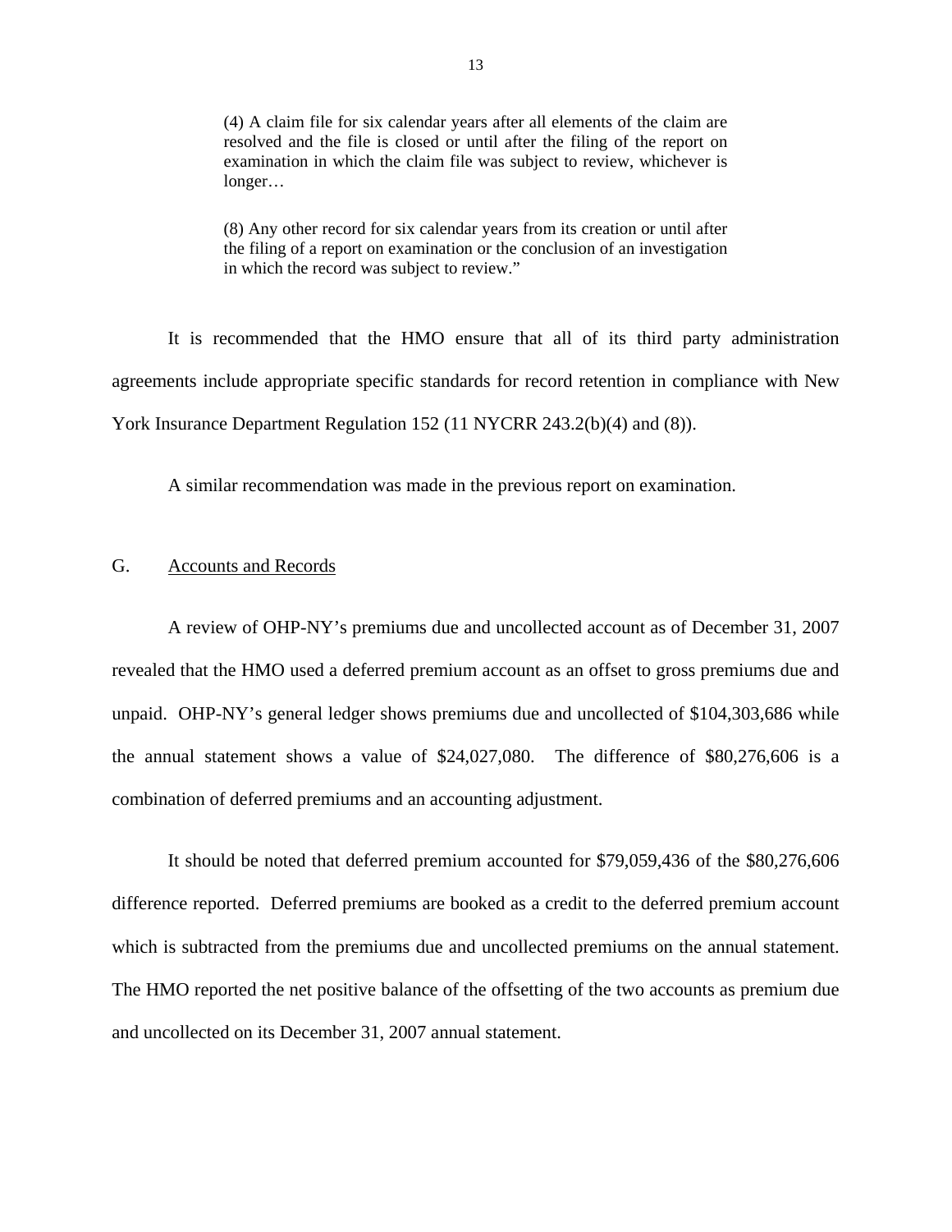> (4) A claim file for six calendar years after all elements of the claim are resolved and the file is closed or until after the filing of the report on examination in which the claim file was subject to review, whichever is longer…
>
> (8) Any other record for six calendar years from its creation or until after the filing of a report on examination or the conclusion of an investigation in which the record was subject to review."

It is recommended that the HMO ensure that all of its third party administration agreements include appropriate specific standards for record retention in compliance with New York Insurance Department Regulation 152 (11 NYCRR 243.2(b)(4) and (8)).

A similar recommendation was made in the previous report on examination.

## G. Accounts and Records

A review of OHP-NY's premiums due and uncollected account as of December 31, 2007 revealed that the HMO used a deferred premium account as an offset to gross premiums due and unpaid. OHP-NY's general ledger shows premiums due and uncollected of $104,303,686 while the annual statement shows a value of $24,027,080. The difference of $80,276,606 is a combination of deferred premiums and an accounting adjustment.

It should be noted that deferred premium accounted for $79,059,436 of the $80,276,606 difference reported. Deferred premiums are booked as a credit to the deferred premium account which is subtracted from the premiums due and uncollected premiums on the annual statement. The HMO reported the net positive balance of the offsetting of the two accounts as premium due and uncollected on its December 31, 2007 annual statement.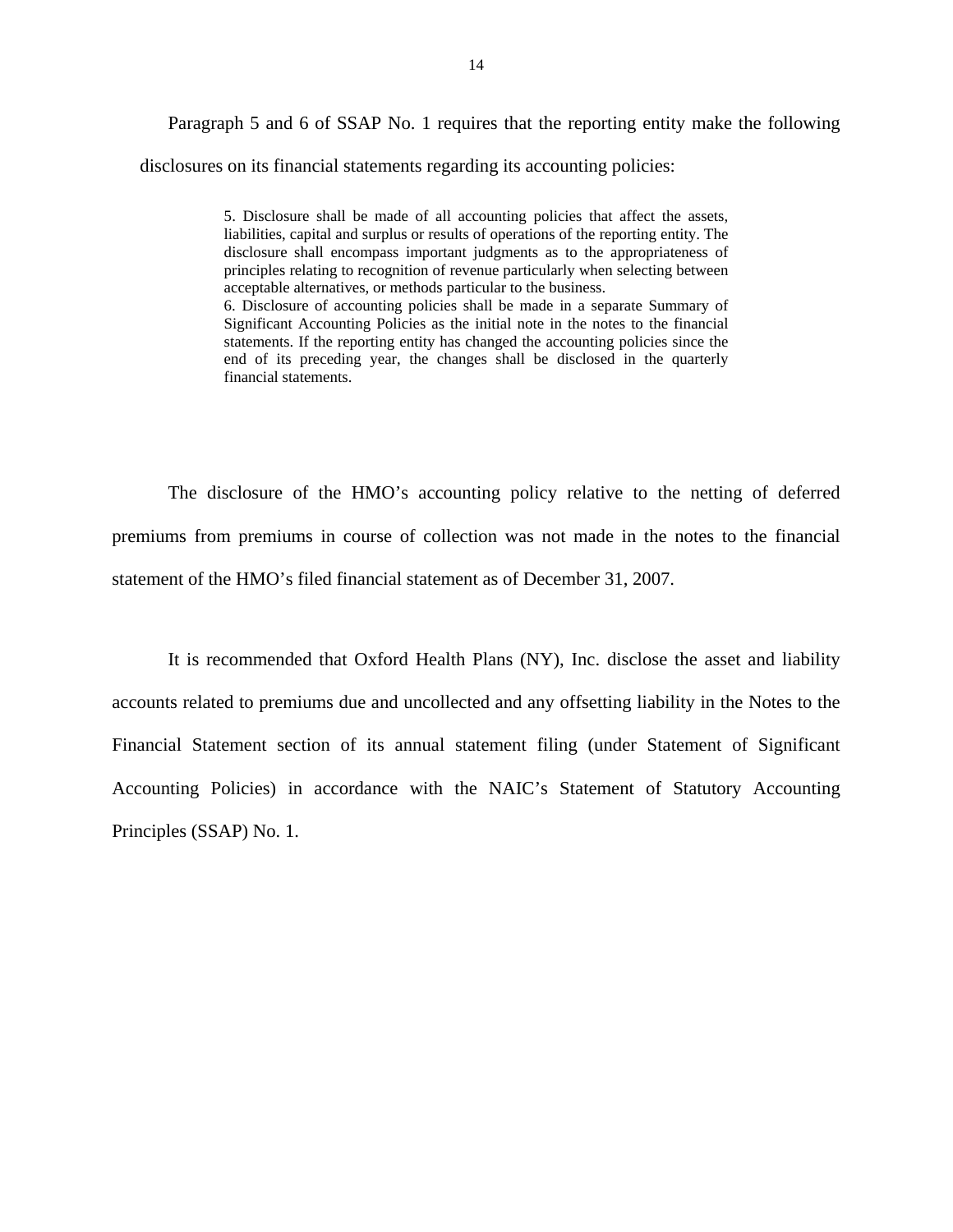Paragraph 5 and 6 of SSAP No. 1 requires that the reporting entity make the following disclosures on its financial statements regarding its accounting policies:

> 5. Disclosure shall be made of all accounting policies that affect the assets, liabilities, capital and surplus or results of operations of the reporting entity. The disclosure shall encompass important judgments as to the appropriateness of principles relating to recognition of revenue particularly when selecting between acceptable alternatives, or methods particular to the business.
> 6. Disclosure of accounting policies shall be made in a separate Summary of Significant Accounting Policies as the initial note in the notes to the financial statements. If the reporting entity has changed the accounting policies since the end of its preceding year, the changes shall be disclosed in the quarterly financial statements.

The disclosure of the HMO's accounting policy relative to the netting of deferred premiums from premiums in course of collection was not made in the notes to the financial statement of the HMO's filed financial statement as of December 31, 2007.

It is recommended that Oxford Health Plans (NY), Inc. disclose the asset and liability accounts related to premiums due and uncollected and any offsetting liability in the Notes to the Financial Statement section of its annual statement filing (under Statement of Significant Accounting Policies) in accordance with the NAIC's Statement of Statutory Accounting Principles (SSAP) No. 1.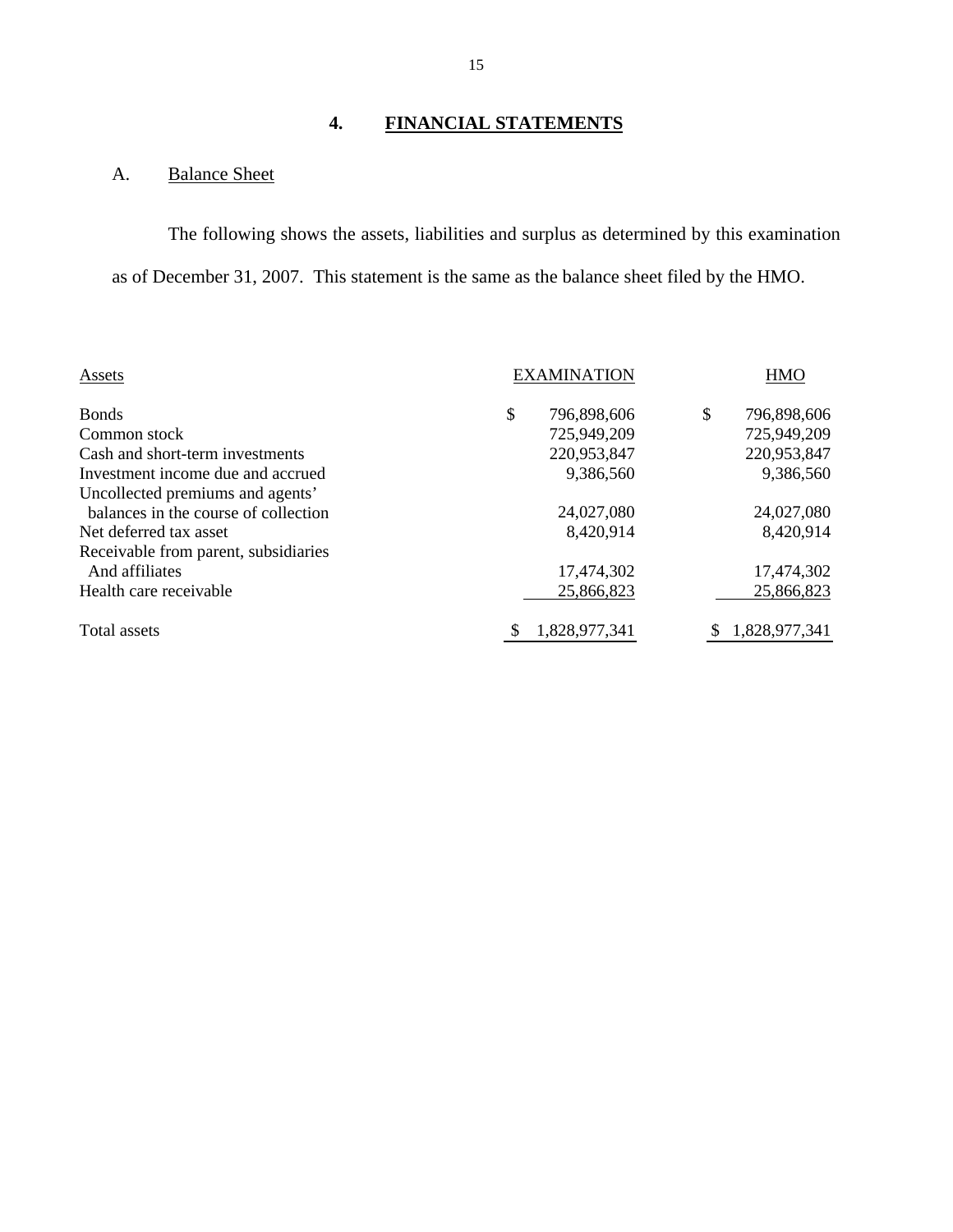## 4. FINANCIAL STATEMENTS

### A. Balance Sheet

The following shows the assets, liabilities and surplus as determined by this examination as of December 31, 2007. This statement is the same as the balance sheet filed by the HMO.

| Assets | EXAMINATION | HMO |
|---|---|---|
| Bonds | $ 796,898,606 | $ 796,898,606 |
| Common stock | 725,949,209 | 725,949,209 |
| Cash and short-term investments | 220,953,847 | 220,953,847 |
| Investment income due and accrued | 9,386,560 | 9,386,560 |
| Uncollected premiums and agents' balances in the course of collection | 24,027,080 | 24,027,080 |
| Net deferred tax asset | 8,420,914 | 8,420,914 |
| Receivable from parent, subsidiaries And affiliates | 17,474,302 | 17,474,302 |
| Health care receivable | 25,866,823 | 25,866,823 |
| Total assets | $ 1,828,977,341 | $ 1,828,977,341 |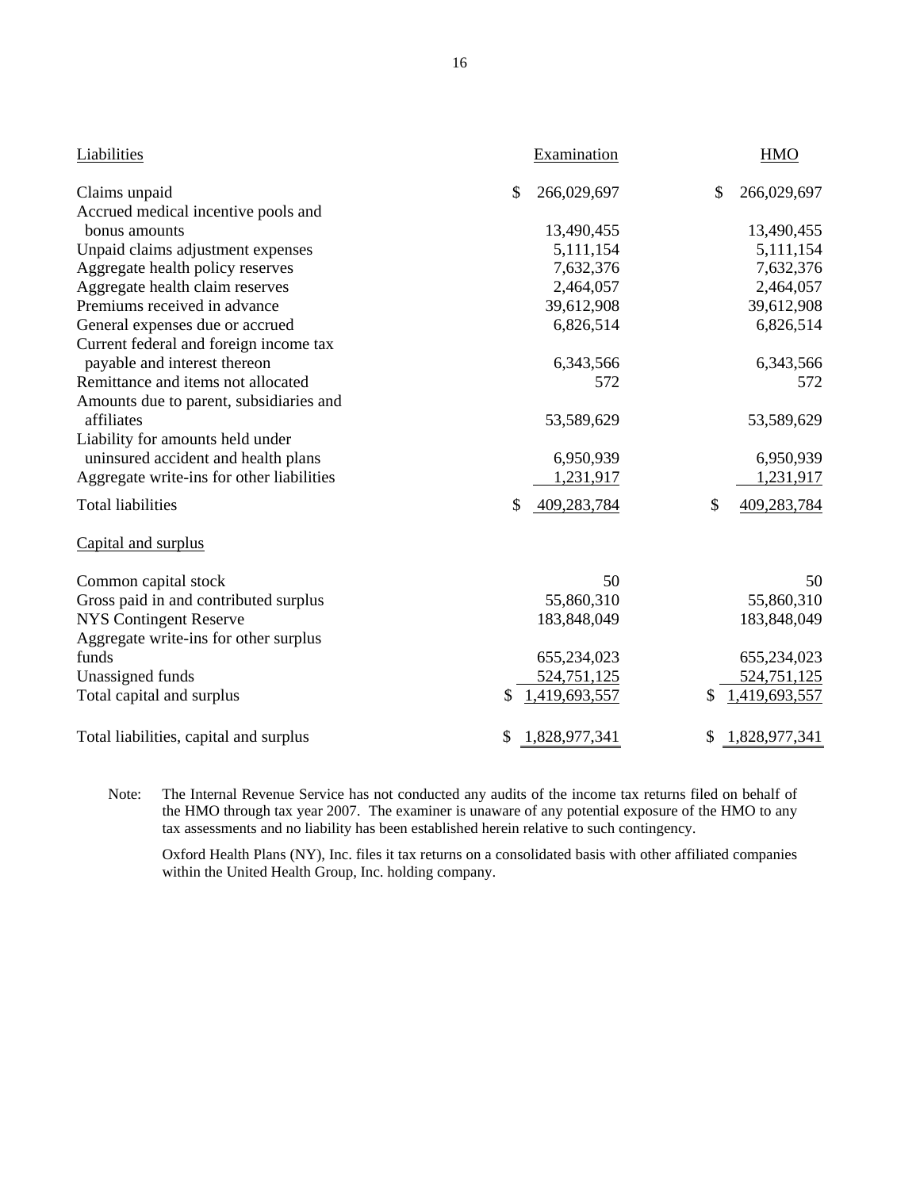| Liabilities | Examination | HMO |
|---|---|---|
| Claims unpaid | $ 266,029,697 | $ 266,029,697 |
| Accrued medical incentive pools and bonus amounts | 13,490,455 | 13,490,455 |
| Unpaid claims adjustment expenses | 5,111,154 | 5,111,154 |
| Aggregate health policy reserves | 7,632,376 | 7,632,376 |
| Aggregate health claim reserves | 2,464,057 | 2,464,057 |
| Premiums received in advance | 39,612,908 | 39,612,908 |
| General expenses due or accrued | 6,826,514 | 6,826,514 |
| Current federal and foreign income tax payable and interest thereon | 6,343,566 | 6,343,566 |
| Remittance and items not allocated | 572 | 572 |
| Amounts due to parent, subsidiaries and affiliates | 53,589,629 | 53,589,629 |
| Liability for amounts held under uninsured accident and health plans | 6,950,939 | 6,950,939 |
| Aggregate write-ins for other liabilities | 1,231,917 | 1,231,917 |
| Total liabilities | $ 409,283,784 | $ 409,283,784 |
| **Capital and surplus** | | |
| Common capital stock | 50 | 50 |
| Gross paid in and contributed surplus | 55,860,310 | 55,860,310 |
| NYS Contingent Reserve | 183,848,049 | 183,848,049 |
| Aggregate write-ins for other surplus funds | 655,234,023 | 655,234,023 |
| Unassigned funds | 524,751,125 | 524,751,125 |
| Total capital and surplus | $ 1,419,693,557 | $ 1,419,693,557 |
| Total liabilities, capital and surplus | $ 1,828,977,341 | $ 1,828,977,341 |

Note: The Internal Revenue Service has not conducted any audits of the income tax returns filed on behalf of the HMO through tax year 2007. The examiner is unaware of any potential exposure of the HMO to any tax assessments and no liability has been established herein relative to such contingency.

Oxford Health Plans (NY), Inc. files it tax returns on a consolidated basis with other affiliated companies within the United Health Group, Inc. holding company.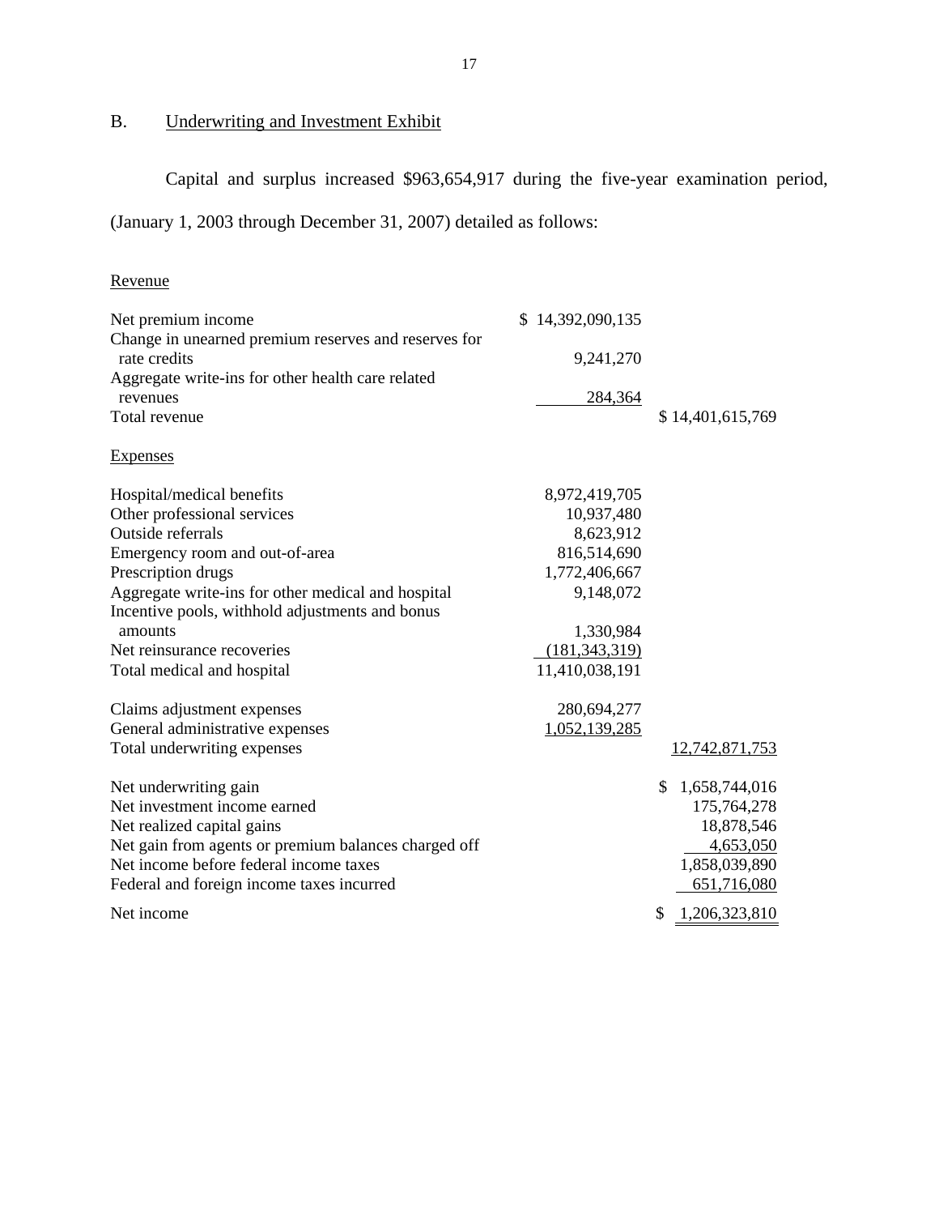## B. Underwriting and Investment Exhibit

Capital and surplus increased $963,654,917 during the five-year examination period, (January 1, 2003 through December 31, 2007) detailed as follows:

| | | |
|---|---|---|
| **Revenue** | | |
| Net premium income | $ 14,392,090,135 | |
| Change in unearned premium reserves and reserves for rate credits | 9,241,270 | |
| Aggregate write-ins for other health care related revenues | 284,364 | |
| Total revenue | | $ 14,401,615,769 |
| **Expenses** | | |
| Hospital/medical benefits | 8,972,419,705 | |
| Other professional services | 10,937,480 | |
| Outside referrals | 8,623,912 | |
| Emergency room and out-of-area | 816,514,690 | |
| Prescription drugs | 1,772,406,667 | |
| Aggregate write-ins for other medical and hospital | 9,148,072 | |
| Incentive pools, withhold adjustments and bonus amounts | 1,330,984 | |
| Net reinsurance recoveries | (181,343,319) | |
| Total medical and hospital | 11,410,038,191 | |
| Claims adjustment expenses | 280,694,277 | |
| General administrative expenses | 1,052,139,285 | |
| Total underwriting expenses | | 12,742,871,753 |
| Net underwriting gain | | $ 1,658,744,016 |
| Net investment income earned | | 175,764,278 |
| Net realized capital gains | | 18,878,546 |
| Net gain from agents or premium balances charged off | | 4,653,050 |
| Net income before federal income taxes | | 1,858,039,890 |
| Federal and foreign income taxes incurred | | 651,716,080 |
| Net income | | $ 1,206,323,810 |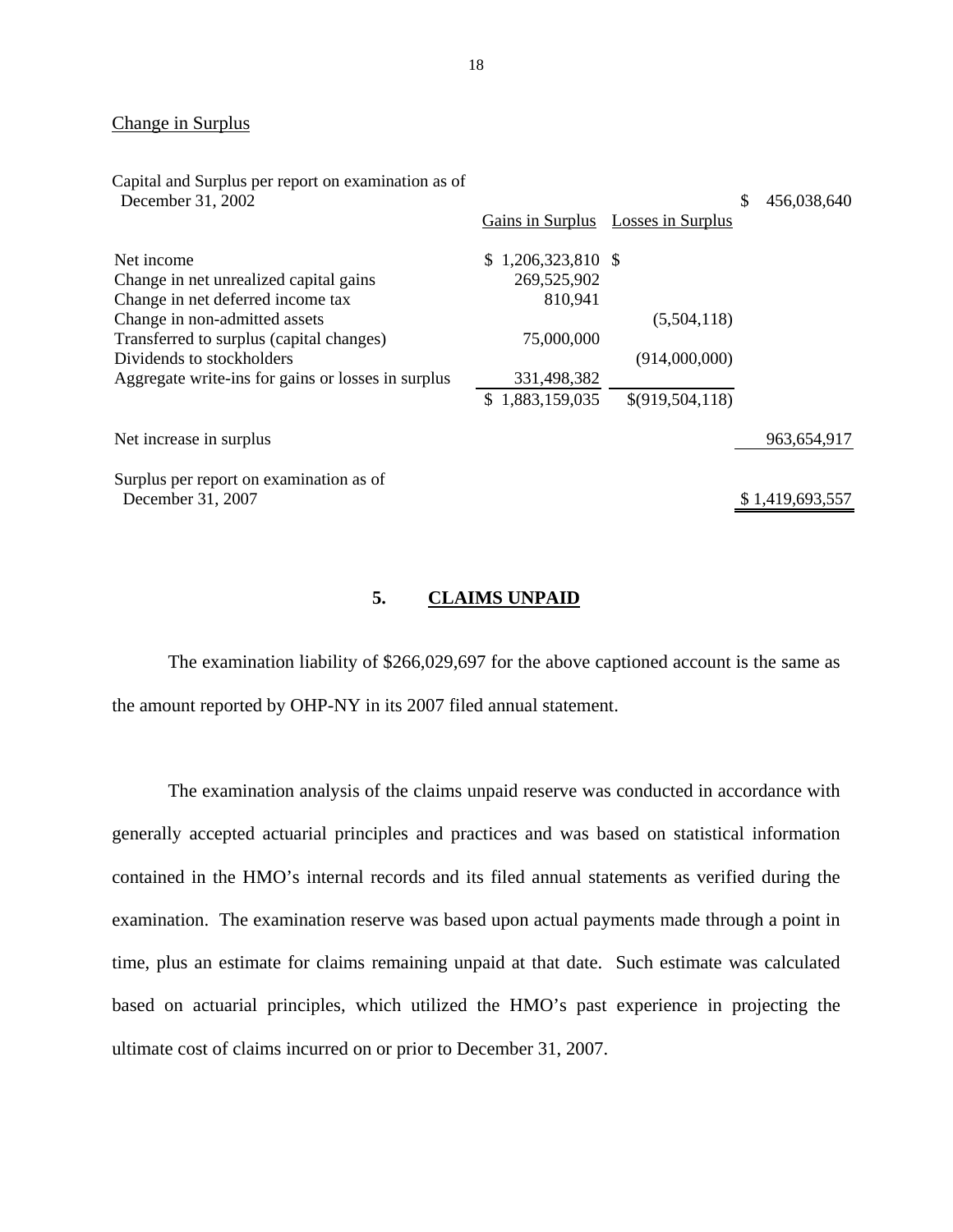Change in Surplus

| | Gains in Surplus | Losses in Surplus | |
|---|---|---|---|
| Capital and Surplus per report on examination as of December 31, 2002 | | | $ 456,038,640 |
| Net income | $ 1,206,323,810 | $ | |
| Change in net unrealized capital gains | 269,525,902 | | |
| Change in net deferred income tax | 810,941 | | |
| Change in non-admitted assets | | (5,504,118) | |
| Transferred to surplus (capital changes) | 75,000,000 | | |
| Dividends to stockholders | | (914,000,000) | |
| Aggregate write-ins for gains or losses in surplus | 331,498,382 | | |
| | $ 1,883,159,035 | $(919,504,118) | |
| Net increase in surplus | | | 963,654,917 |
| Surplus per report on examination as of December 31, 2007 | | | $ 1,419,693,557 |

## 5. CLAIMS UNPAID

The examination liability of $266,029,697 for the above captioned account is the same as the amount reported by OHP-NY in its 2007 filed annual statement.

The examination analysis of the claims unpaid reserve was conducted in accordance with generally accepted actuarial principles and practices and was based on statistical information contained in the HMO's internal records and its filed annual statements as verified during the examination. The examination reserve was based upon actual payments made through a point in time, plus an estimate for claims remaining unpaid at that date. Such estimate was calculated based on actuarial principles, which utilized the HMO's past experience in projecting the ultimate cost of claims incurred on or prior to December 31, 2007.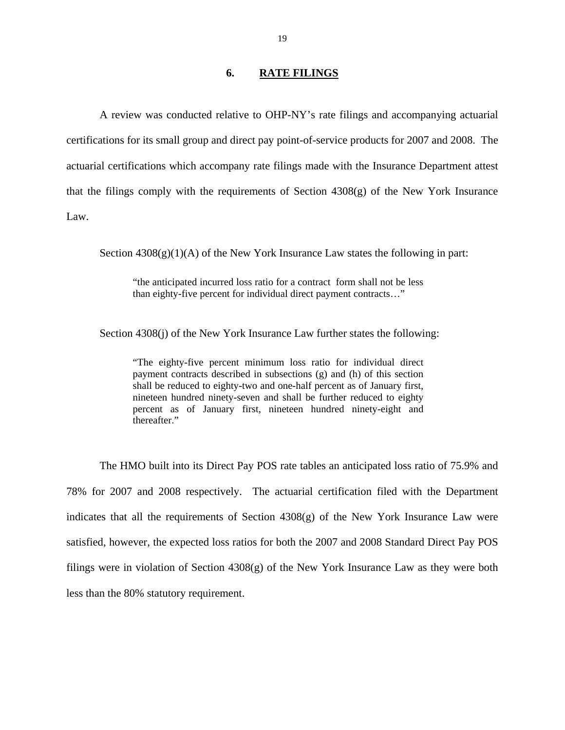## 6. RATE FILINGS

A review was conducted relative to OHP-NY's rate filings and accompanying actuarial certifications for its small group and direct pay point-of-service products for 2007 and 2008. The actuarial certifications which accompany rate filings made with the Insurance Department attest that the filings comply with the requirements of Section 4308(g) of the New York Insurance Law.

Section 4308(g)(1)(A) of the New York Insurance Law states the following in part:

> "the anticipated incurred loss ratio for a contract form shall not be less than eighty-five percent for individual direct payment contracts…"

Section 4308(j) of the New York Insurance Law further states the following:

> "The eighty-five percent minimum loss ratio for individual direct payment contracts described in subsections (g) and (h) of this section shall be reduced to eighty-two and one-half percent as of January first, nineteen hundred ninety-seven and shall be further reduced to eighty percent as of January first, nineteen hundred ninety-eight and thereafter."

The HMO built into its Direct Pay POS rate tables an anticipated loss ratio of 75.9% and 78% for 2007 and 2008 respectively. The actuarial certification filed with the Department indicates that all the requirements of Section 4308(g) of the New York Insurance Law were satisfied, however, the expected loss ratios for both the 2007 and 2008 Standard Direct Pay POS filings were in violation of Section 4308(g) of the New York Insurance Law as they were both less than the 80% statutory requirement.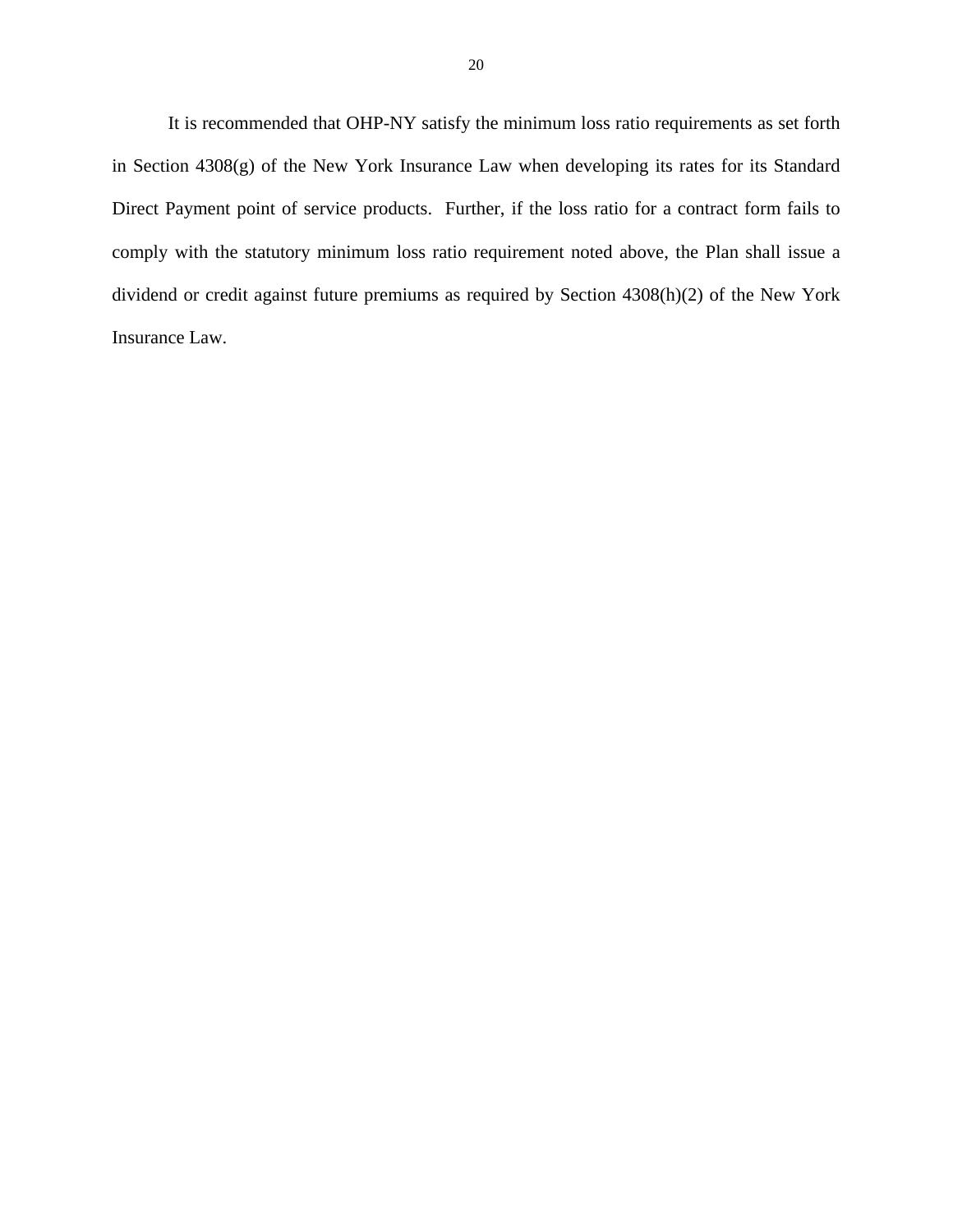It is recommended that OHP-NY satisfy the minimum loss ratio requirements as set forth in Section 4308(g) of the New York Insurance Law when developing its rates for its Standard Direct Payment point of service products. Further, if the loss ratio for a contract form fails to comply with the statutory minimum loss ratio requirement noted above, the Plan shall issue a dividend or credit against future premiums as required by Section 4308(h)(2) of the New York Insurance Law.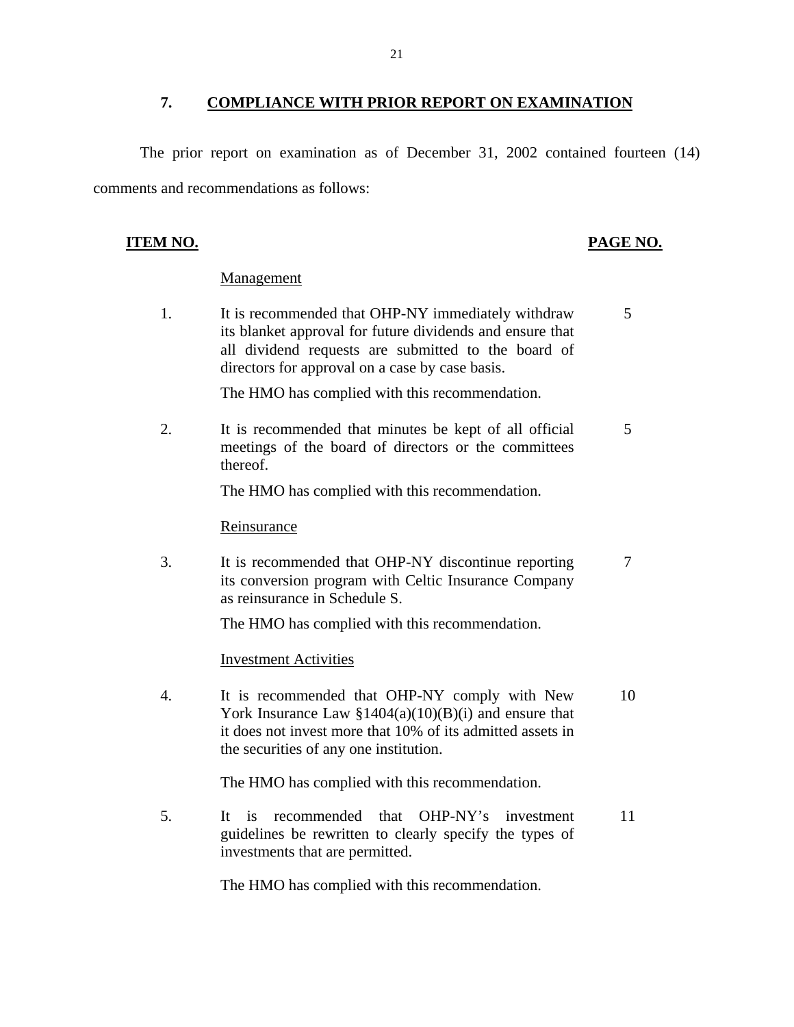## 7. COMPLIANCE WITH PRIOR REPORT ON EXAMINATION

The prior report on examination as of December 31, 2002 contained fourteen (14) comments and recommendations as follows:

| ITEM NO. | | PAGE NO. |
|---|---|---|
| | Management | |
| 1. | It is recommended that OHP-NY immediately withdraw its blanket approval for future dividends and ensure that all dividend requests are submitted to the board of directors for approval on a case by case basis.<br><br>The HMO has complied with this recommendation. | 5 |
| 2. | It is recommended that minutes be kept of all official meetings of the board of directors or the committees thereof.<br><br>The HMO has complied with this recommendation. | 5 |
| | Reinsurance | |
| 3. | It is recommended that OHP-NY discontinue reporting its conversion program with Celtic Insurance Company as reinsurance in Schedule S.<br><br>The HMO has complied with this recommendation. | 7 |
| | Investment Activities | |
| 4. | It is recommended that OHP-NY comply with New York Insurance Law §1404(a)(10)(B)(i) and ensure that it does not invest more that 10% of its admitted assets in the securities of any one institution.<br><br>The HMO has complied with this recommendation. | 10 |
| 5. | It is recommended that OHP-NY's investment guidelines be rewritten to clearly specify the types of investments that are permitted.<br><br>The HMO has complied with this recommendation. | 11 |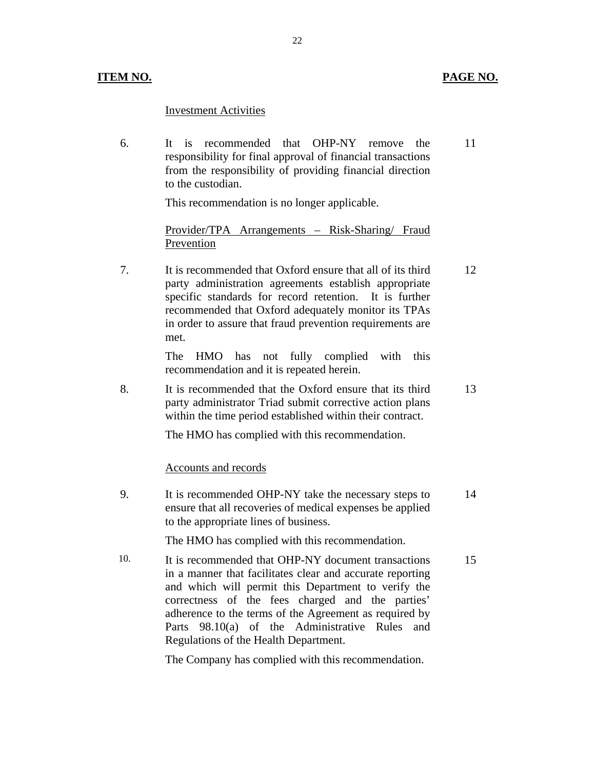| ITEM NO. | | PAGE NO. |
|---|---|---|
| | <u>Investment Activities</u> | |
| 6. | It is recommended that OHP-NY remove the responsibility for final approval of financial transactions from the responsibility of providing financial direction to the custodian.<br><br>This recommendation is no longer applicable. | 11 |
| | <u>Provider/TPA Arrangements – Risk-Sharing/ Fraud Prevention</u> | |
| 7. | It is recommended that Oxford ensure that all of its third party administration agreements establish appropriate specific standards for record retention. It is further recommended that Oxford adequately monitor its TPAs in order to assure that fraud prevention requirements are met.<br><br>The HMO has not fully complied with this recommendation and it is repeated herein. | 12 |
| 8. | It is recommended that the Oxford ensure that its third party administrator Triad submit corrective action plans within the time period established within their contract.<br><br>The HMO has complied with this recommendation. | 13 |
| | <u>Accounts and records</u> | |
| 9. | It is recommended OHP-NY take the necessary steps to ensure that all recoveries of medical expenses be applied to the appropriate lines of business.<br><br>The HMO has complied with this recommendation. | 14 |
| 10. | It is recommended that OHP-NY document transactions in a manner that facilitates clear and accurate reporting and which will permit this Department to verify the correctness of the fees charged and the parties' adherence to the terms of the Agreement as required by Parts 98.10(a) of the Administrative Rules and Regulations of the Health Department.<br><br>The Company has complied with this recommendation. | 15 |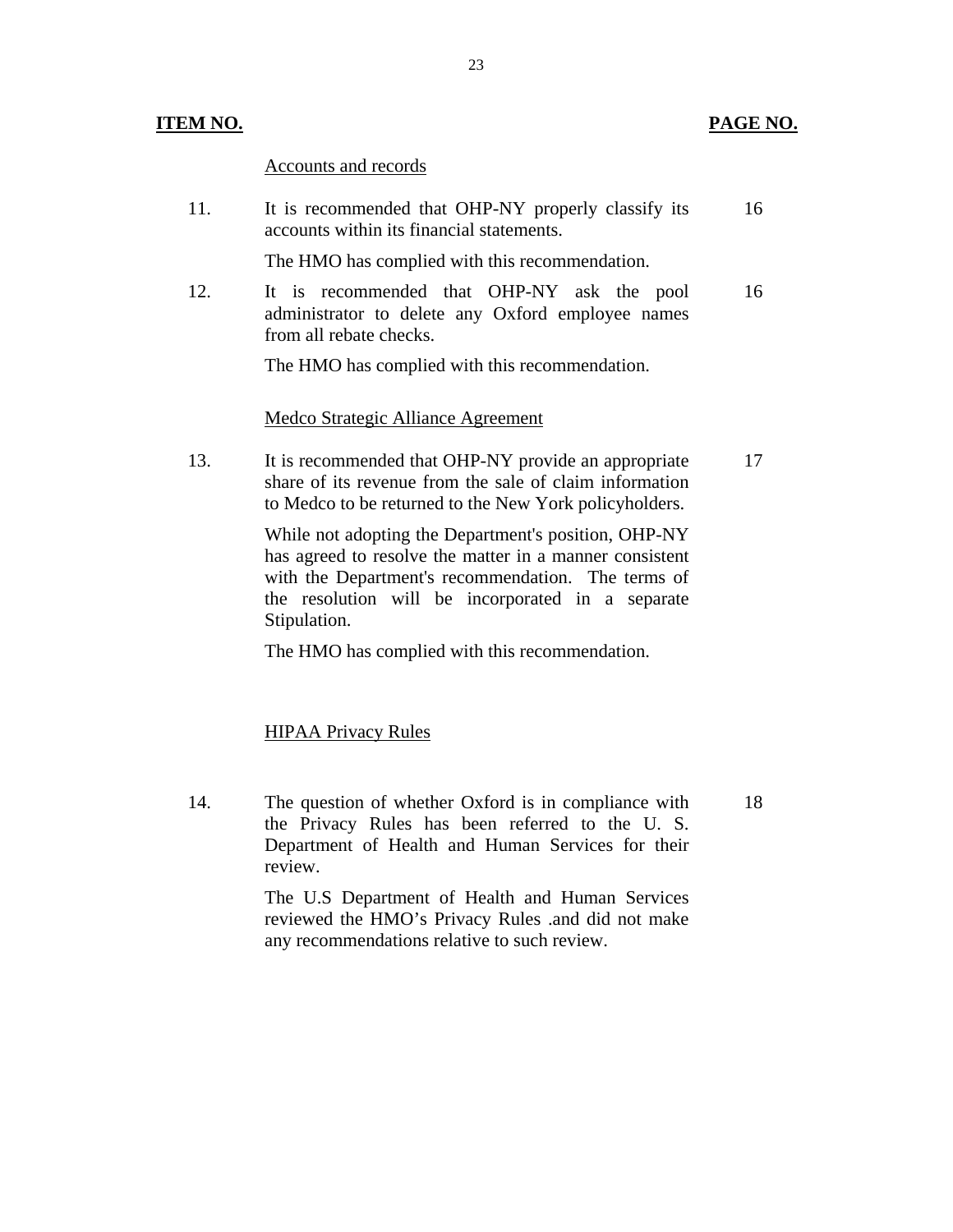| ITEM NO. | | PAGE NO. |
|---|---|---|
| | Accounts and records | |
| 11. | It is recommended that OHP-NY properly classify its accounts within its financial statements.<br><br>The HMO has complied with this recommendation. | 16 |
| 12. | It is recommended that OHP-NY ask the pool administrator to delete any Oxford employee names from all rebate checks.<br><br>The HMO has complied with this recommendation. | 16 |
| | Medco Strategic Alliance Agreement | |
| 13. | It is recommended that OHP-NY provide an appropriate share of its revenue from the sale of claim information to Medco to be returned to the New York policyholders.<br><br>While not adopting the Department's position, OHP-NY has agreed to resolve the matter in a manner consistent with the Department's recommendation. The terms of the resolution will be incorporated in a separate Stipulation.<br><br>The HMO has complied with this recommendation. | 17 |
| | HIPAA Privacy Rules | |
| 14. | The question of whether Oxford is in compliance with the Privacy Rules has been referred to the U. S. Department of Health and Human Services for their review.<br><br>The U.S Department of Health and Human Services reviewed the HMO's Privacy Rules .and did not make any recommendations relative to such review. | 18 |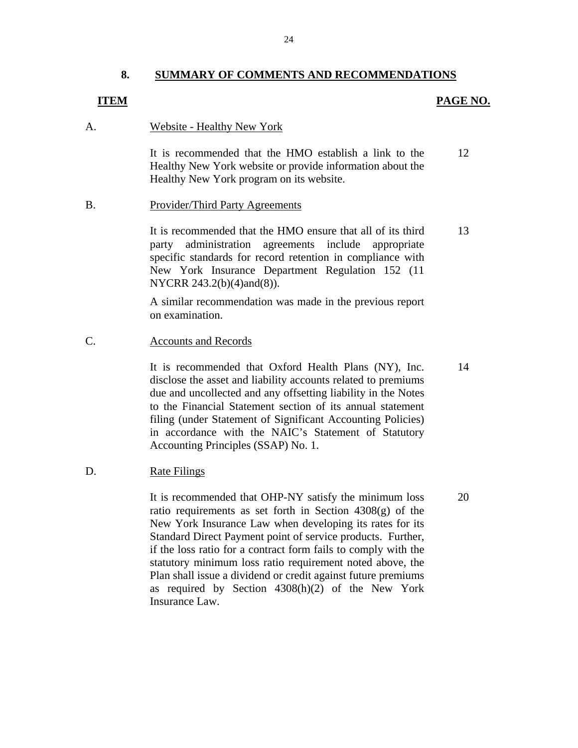## 8. SUMMARY OF COMMENTS AND RECOMMENDATIONS

| ITEM | | PAGE NO. |
|---|---|---|
| A. | Website - Healthy New York | |
| | It is recommended that the HMO establish a link to the Healthy New York website or provide information about the Healthy New York program on its website. | 12 |
| B. | Provider/Third Party Agreements | |
| | It is recommended that the HMO ensure that all of its third party administration agreements include appropriate specific standards for record retention in compliance with New York Insurance Department Regulation 152 (11 NYCRR 243.2(b)(4)and(8)).<br><br>A similar recommendation was made in the previous report on examination. | 13 |
| C. | Accounts and Records | |
| | It is recommended that Oxford Health Plans (NY), Inc. disclose the asset and liability accounts related to premiums due and uncollected and any offsetting liability in the Notes to the Financial Statement section of its annual statement filing (under Statement of Significant Accounting Policies) in accordance with the NAIC's Statement of Statutory Accounting Principles (SSAP) No. 1. | 14 |
| D. | Rate Filings | |
| | It is recommended that OHP-NY satisfy the minimum loss ratio requirements as set forth in Section 4308(g) of the New York Insurance Law when developing its rates for its Standard Direct Payment point of service products. Further, if the loss ratio for a contract form fails to comply with the statutory minimum loss ratio requirement noted above, the Plan shall issue a dividend or credit against future premiums as required by Section 4308(h)(2) of the New York Insurance Law. | 20 |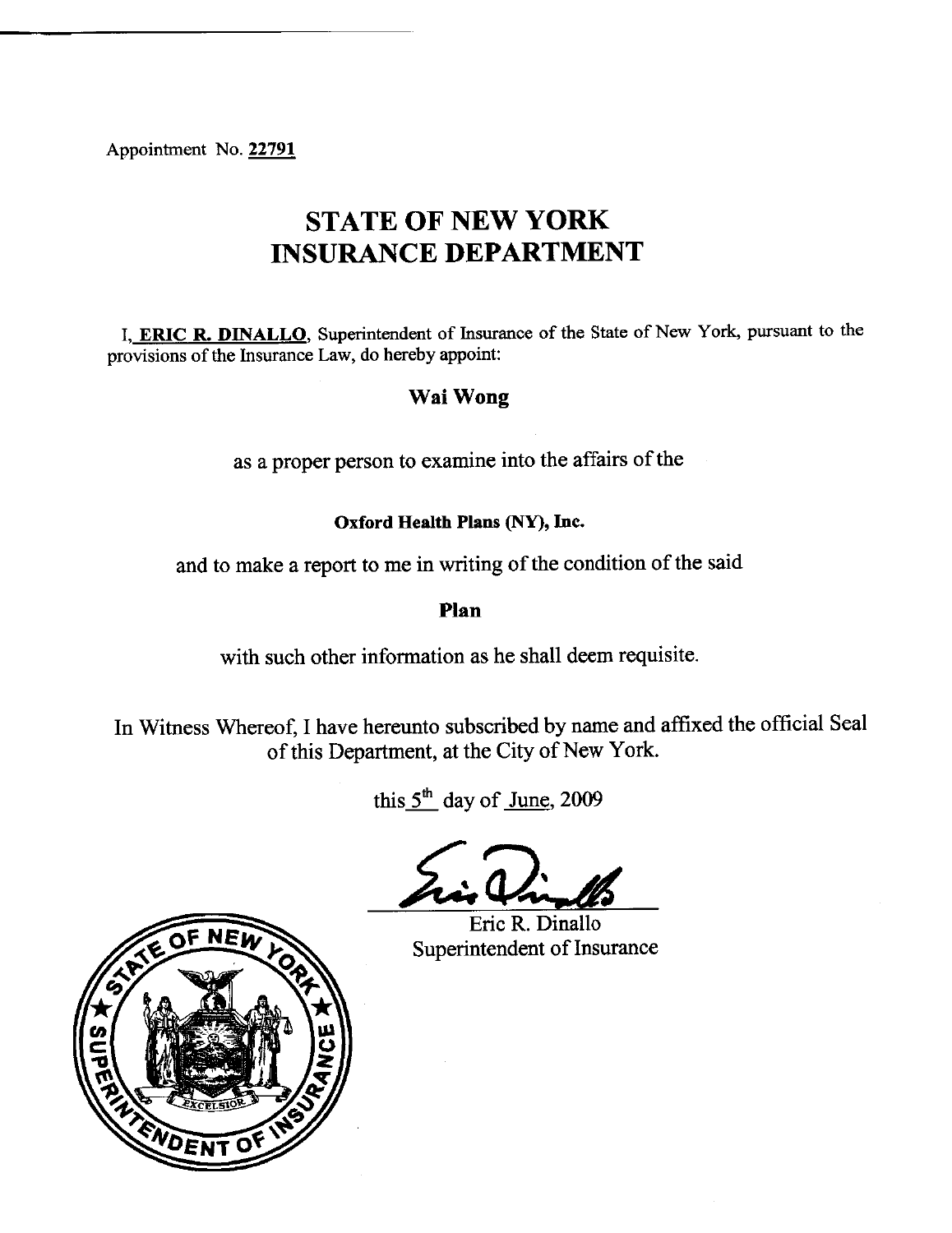Appointment No. 22791

# STATE OF NEW YORK
# INSURANCE DEPARTMENT

I, **ERIC R. DINALLO**, Superintendent of Insurance of the State of New York, pursuant to the provisions of the Insurance Law, do hereby appoint:

**Wai Wong**

as a proper person to examine into the affairs of the

**Oxford Health Plans (NY), Inc.**

and to make a report to me in writing of the condition of the said

**Plan**

with such other information as he shall deem requisite.

In Witness Whereof, I have hereunto subscribed by name and affixed the official Seal of this Department, at the City of New York.

this 5th day of June, 2009

Eric R. Dinallo
Superintendent of Insurance

STATE OF NEW YORK SUPERINTENDENT OF INSURANCE

EXCELSIOR